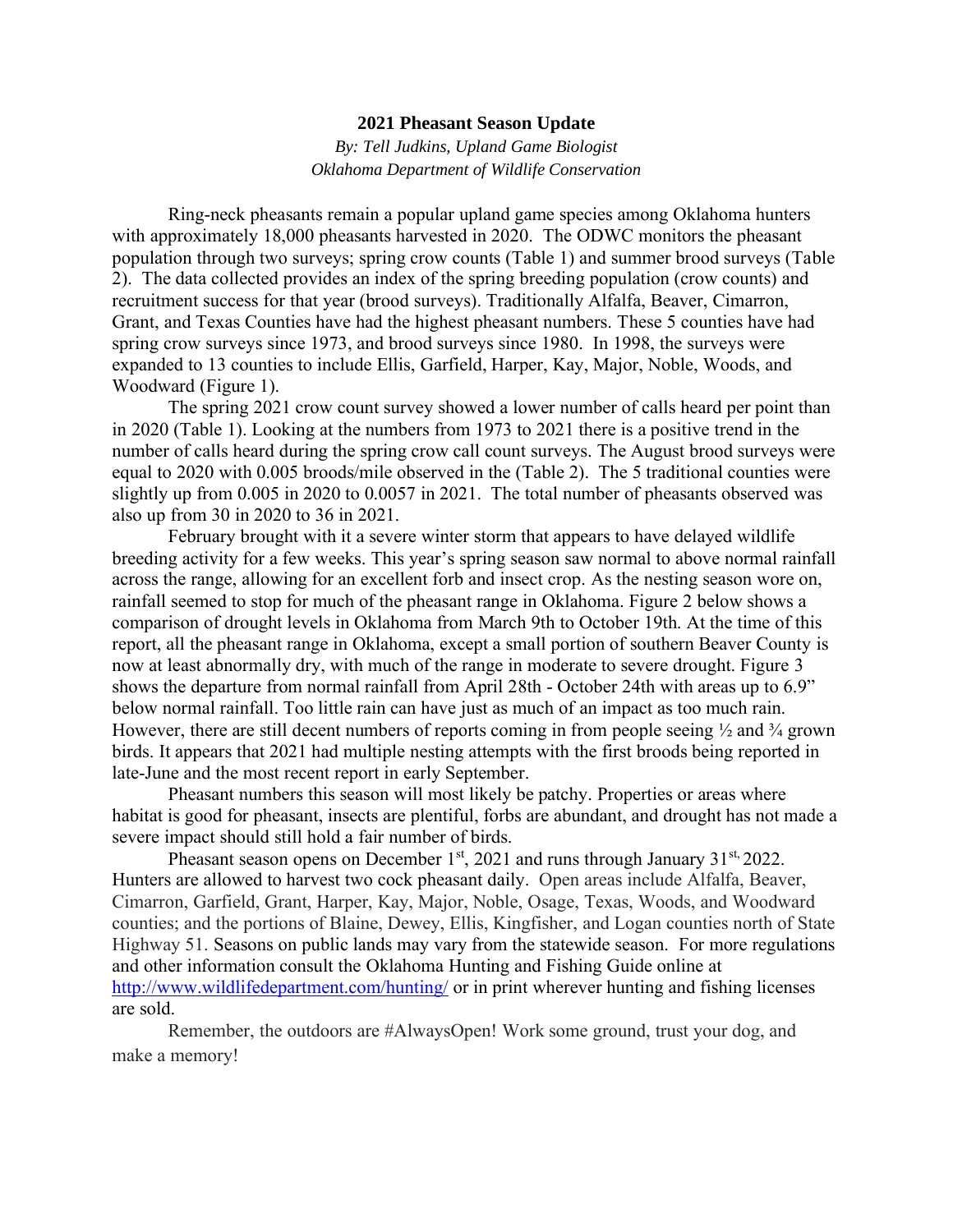**2021 Pheasant Season Update**

*By: Tell Judkins, Upland Game Biologist*
*Oklahoma Department of Wildlife Conservation*

Ring-neck pheasants remain a popular upland game species among Oklahoma hunters with approximately 18,000 pheasants harvested in 2020. The ODWC monitors the pheasant population through two surveys; spring crow counts (Table 1) and summer brood surveys (Table 2). The data collected provides an index of the spring breeding population (crow counts) and recruitment success for that year (brood surveys). Traditionally Alfalfa, Beaver, Cimarron, Grant, and Texas Counties have had the highest pheasant numbers. These 5 counties have had spring crow surveys since 1973, and brood surveys since 1980. In 1998, the surveys were expanded to 13 counties to include Ellis, Garfield, Harper, Kay, Major, Noble, Woods, and Woodward (Figure 1).

The spring 2021 crow count survey showed a lower number of calls heard per point than in 2020 (Table 1). Looking at the numbers from 1973 to 2021 there is a positive trend in the number of calls heard during the spring crow call count surveys. The August brood surveys were equal to 2020 with 0.005 broods/mile observed in the (Table 2). The 5 traditional counties were slightly up from 0.005 in 2020 to 0.0057 in 2021. The total number of pheasants observed was also up from 30 in 2020 to 36 in 2021.

February brought with it a severe winter storm that appears to have delayed wildlife breeding activity for a few weeks. This year's spring season saw normal to above normal rainfall across the range, allowing for an excellent forb and insect crop. As the nesting season wore on, rainfall seemed to stop for much of the pheasant range in Oklahoma. Figure 2 below shows a comparison of drought levels in Oklahoma from March 9th to October 19th. At the time of this report, all the pheasant range in Oklahoma, except a small portion of southern Beaver County is now at least abnormally dry, with much of the range in moderate to severe drought. Figure 3 shows the departure from normal rainfall from April 28th - October 24th with areas up to 6.9" below normal rainfall. Too little rain can have just as much of an impact as too much rain. However, there are still decent numbers of reports coming in from people seeing ½ and ¾ grown birds. It appears that 2021 had multiple nesting attempts with the first broods being reported in late-June and the most recent report in early September.

Pheasant numbers this season will most likely be patchy. Properties or areas where habitat is good for pheasant, insects are plentiful, forbs are abundant, and drought has not made a severe impact should still hold a fair number of birds.

Pheasant season opens on December 1st, 2021 and runs through January 31st, 2022. Hunters are allowed to harvest two cock pheasant daily. Open areas include Alfalfa, Beaver, Cimarron, Garfield, Grant, Harper, Kay, Major, Noble, Osage, Texas, Woods, and Woodward counties; and the portions of Blaine, Dewey, Ellis, Kingfisher, and Logan counties north of State Highway 51. Seasons on public lands may vary from the statewide season. For more regulations and other information consult the Oklahoma Hunting and Fishing Guide online at http://www.wildlifedepartment.com/hunting/ or in print wherever hunting and fishing licenses are sold.

Remember, the outdoors are #AlwaysOpen! Work some ground, trust your dog, and make a memory!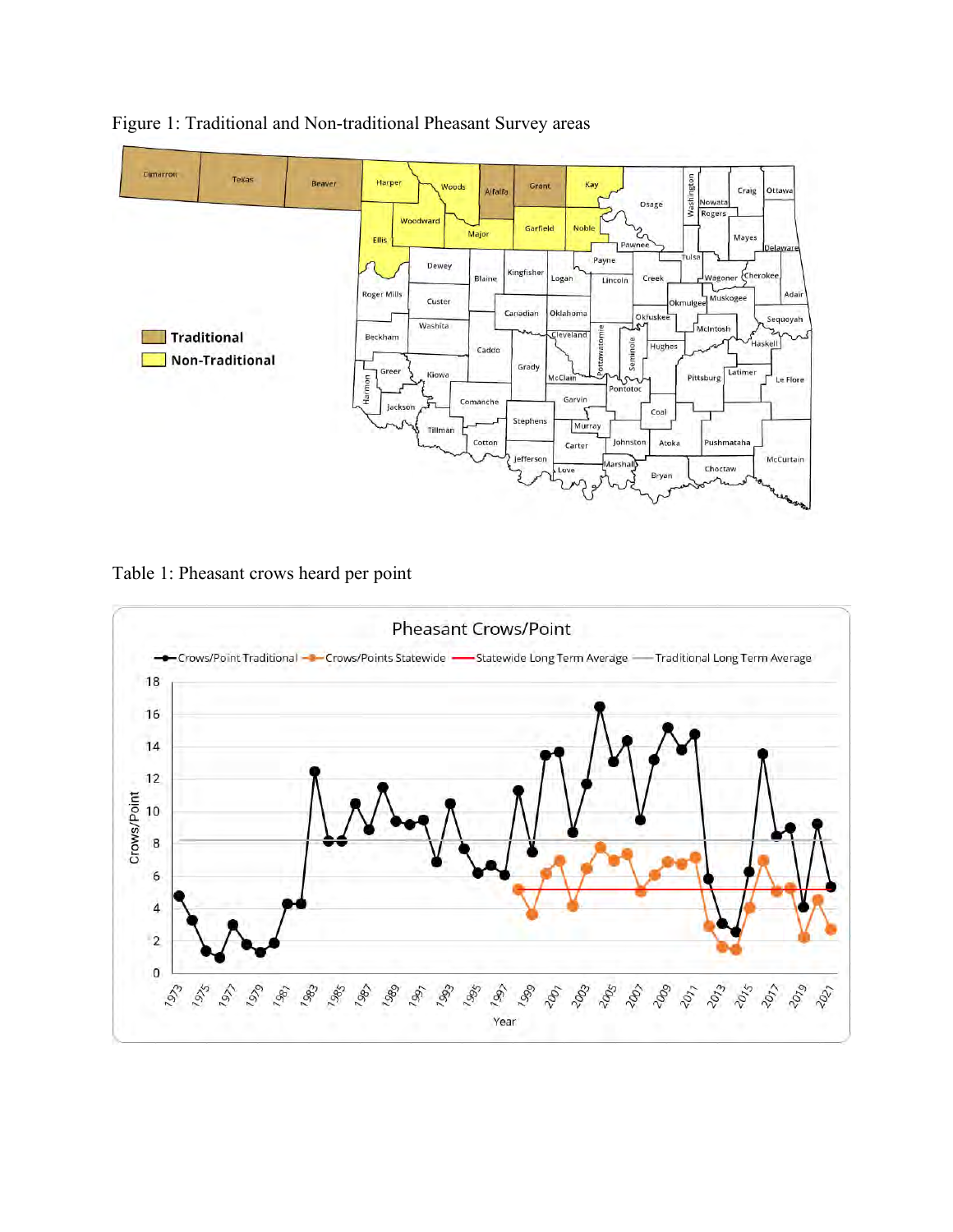Figure 1: Traditional and Non-traditional Pheasant Survey areas

Table 1: Pheasant crows heard per point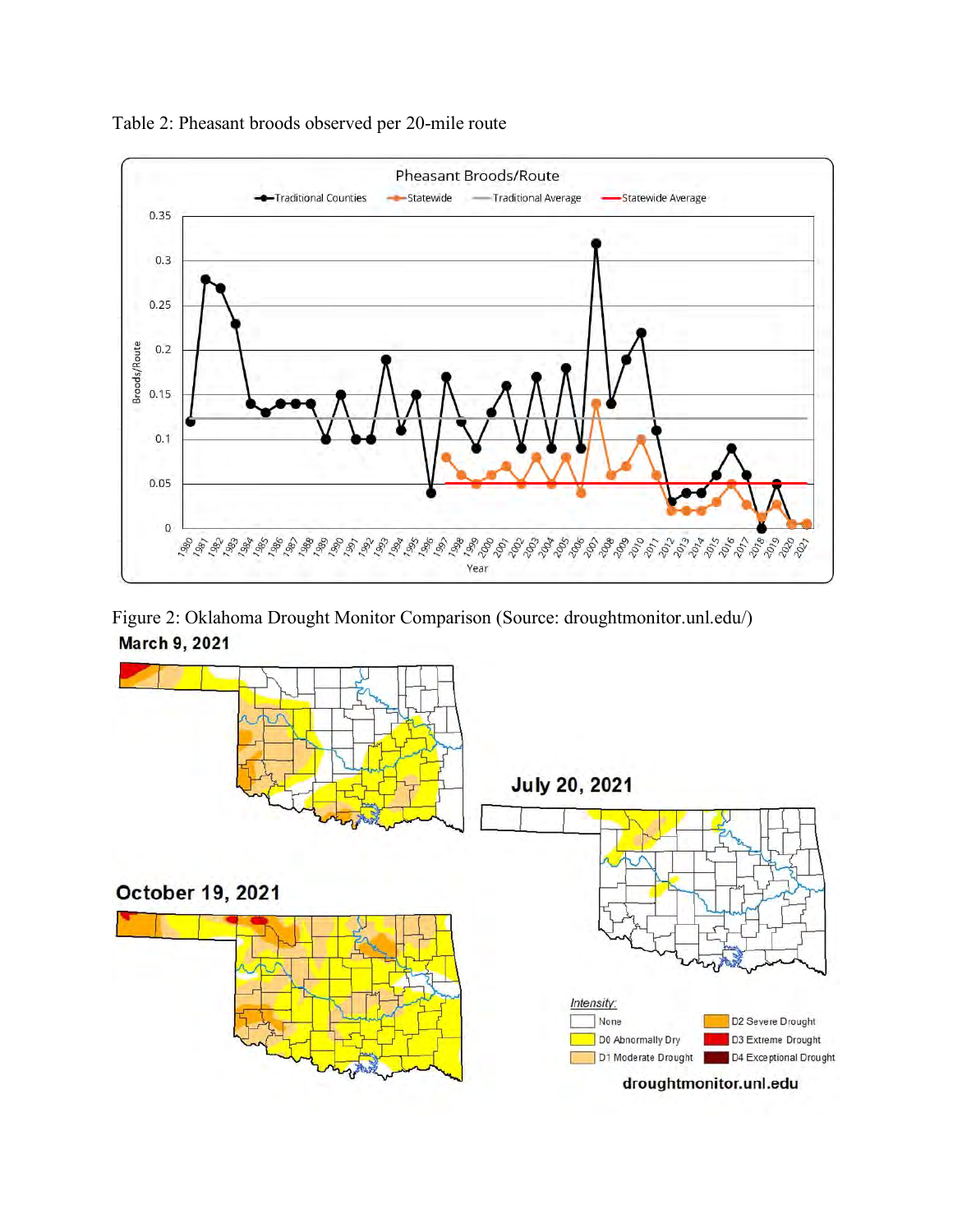Table 2: Pheasant broods observed per 20-mile route

Figure 2: Oklahoma Drought Monitor Comparison (Source: droughtmonitor.unl.edu/)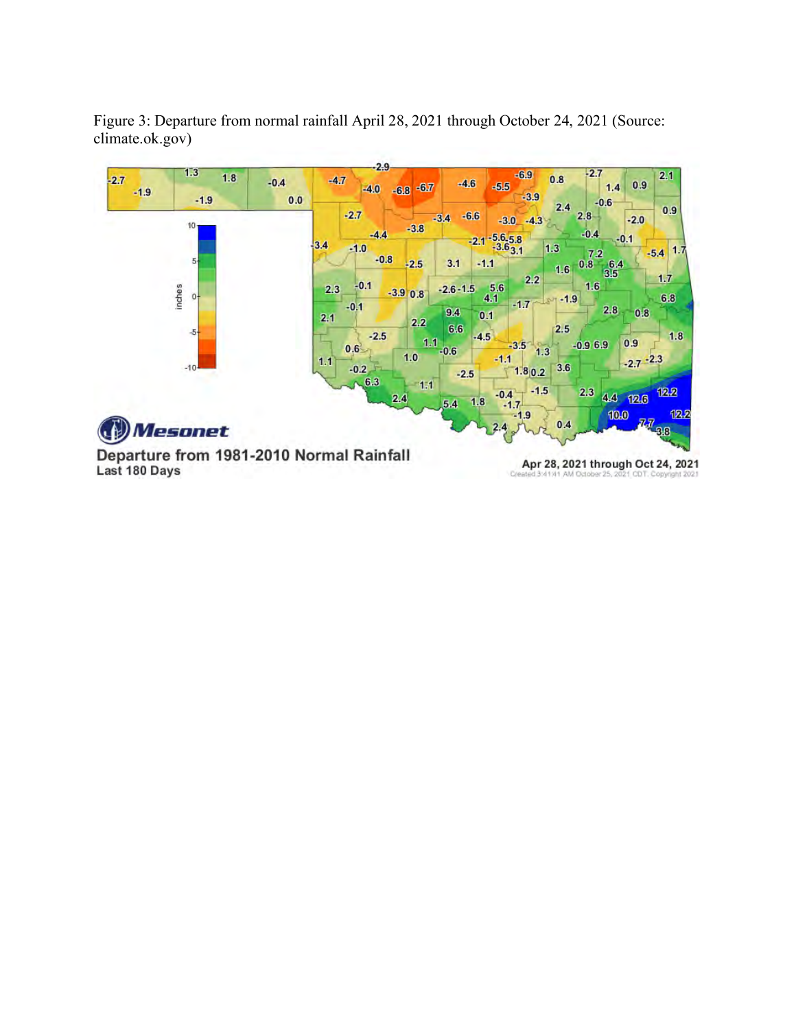Figure 3: Departure from normal rainfall April 28, 2021 through October 24, 2021 (Source: climate.ok.gov)

Mesonet

Departure from 1981-2010 Normal Rainfall
Last 180 Days

Apr 28, 2021 through Oct 24, 2021

Created 3:41:41 AM October 25, 2021 CDT. Copyright 2021

inches

10

5

0

-5

-10